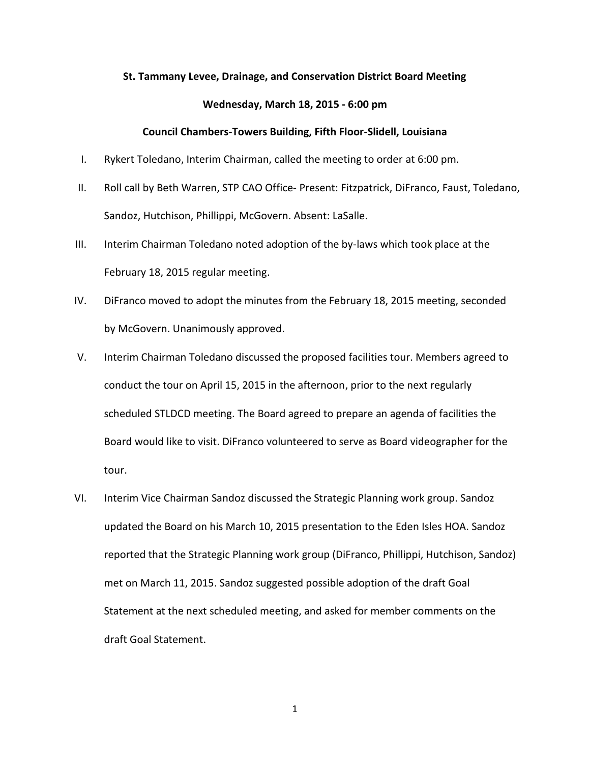**St. Tammany Levee, Drainage, and Conservation District Board Meeting**

**Wednesday, March 18, 2015 - 6:00 pm**

**Council Chambers-Towers Building, Fifth Floor-Slidell, Louisiana**

I. Rykert Toledano, Interim Chairman, called the meeting to order at 6:00 pm.

II. Roll call by Beth Warren, STP CAO Office- Present: Fitzpatrick, DiFranco, Faust, Toledano, Sandoz, Hutchison, Phillippi, McGovern. Absent: LaSalle.

III. Interim Chairman Toledano noted adoption of the by-laws which took place at the February 18, 2015 regular meeting.

IV. DiFranco moved to adopt the minutes from the February 18, 2015 meeting, seconded by McGovern. Unanimously approved.

V. Interim Chairman Toledano discussed the proposed facilities tour. Members agreed to conduct the tour on April 15, 2015 in the afternoon, prior to the next regularly scheduled STLDCD meeting. The Board agreed to prepare an agenda of facilities the Board would like to visit. DiFranco volunteered to serve as Board videographer for the tour.

VI. Interim Vice Chairman Sandoz discussed the Strategic Planning work group. Sandoz updated the Board on his March 10, 2015 presentation to the Eden Isles HOA. Sandoz reported that the Strategic Planning work group (DiFranco, Phillippi, Hutchison, Sandoz) met on March 11, 2015. Sandoz suggested possible adoption of the draft Goal Statement at the next scheduled meeting, and asked for member comments on the draft Goal Statement.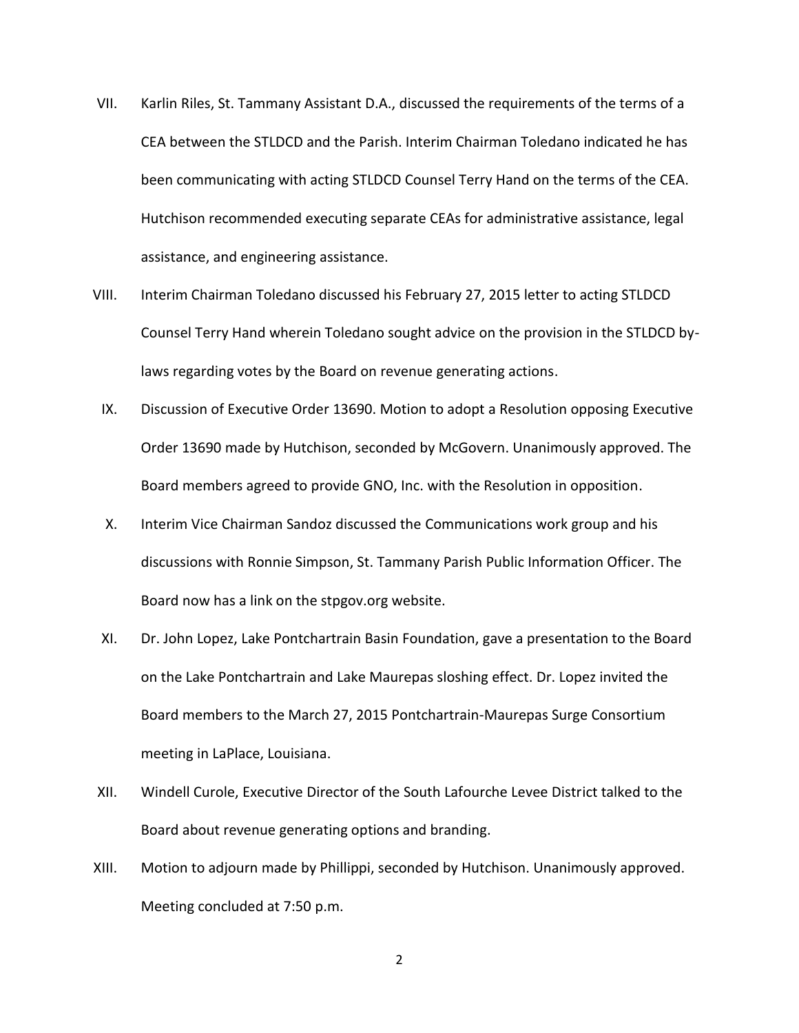VII. Karlin Riles, St. Tammany Assistant D.A., discussed the requirements of the terms of a CEA between the STLDCD and the Parish. Interim Chairman Toledano indicated he has been communicating with acting STLDCD Counsel Terry Hand on the terms of the CEA. Hutchison recommended executing separate CEAs for administrative assistance, legal assistance, and engineering assistance.

VIII. Interim Chairman Toledano discussed his February 27, 2015 letter to acting STLDCD Counsel Terry Hand wherein Toledano sought advice on the provision in the STLDCD by-laws regarding votes by the Board on revenue generating actions.

IX. Discussion of Executive Order 13690. Motion to adopt a Resolution opposing Executive Order 13690 made by Hutchison, seconded by McGovern. Unanimously approved. The Board members agreed to provide GNO, Inc. with the Resolution in opposition.

X. Interim Vice Chairman Sandoz discussed the Communications work group and his discussions with Ronnie Simpson, St. Tammany Parish Public Information Officer. The Board now has a link on the stpgov.org website.

XI. Dr. John Lopez, Lake Pontchartrain Basin Foundation, gave a presentation to the Board on the Lake Pontchartrain and Lake Maurepas sloshing effect. Dr. Lopez invited the Board members to the March 27, 2015 Pontchartrain-Maurepas Surge Consortium meeting in LaPlace, Louisiana.

XII. Windell Curole, Executive Director of the South Lafourche Levee District talked to the Board about revenue generating options and branding.

XIII. Motion to adjourn made by Phillippi, seconded by Hutchison. Unanimously approved. Meeting concluded at 7:50 p.m.